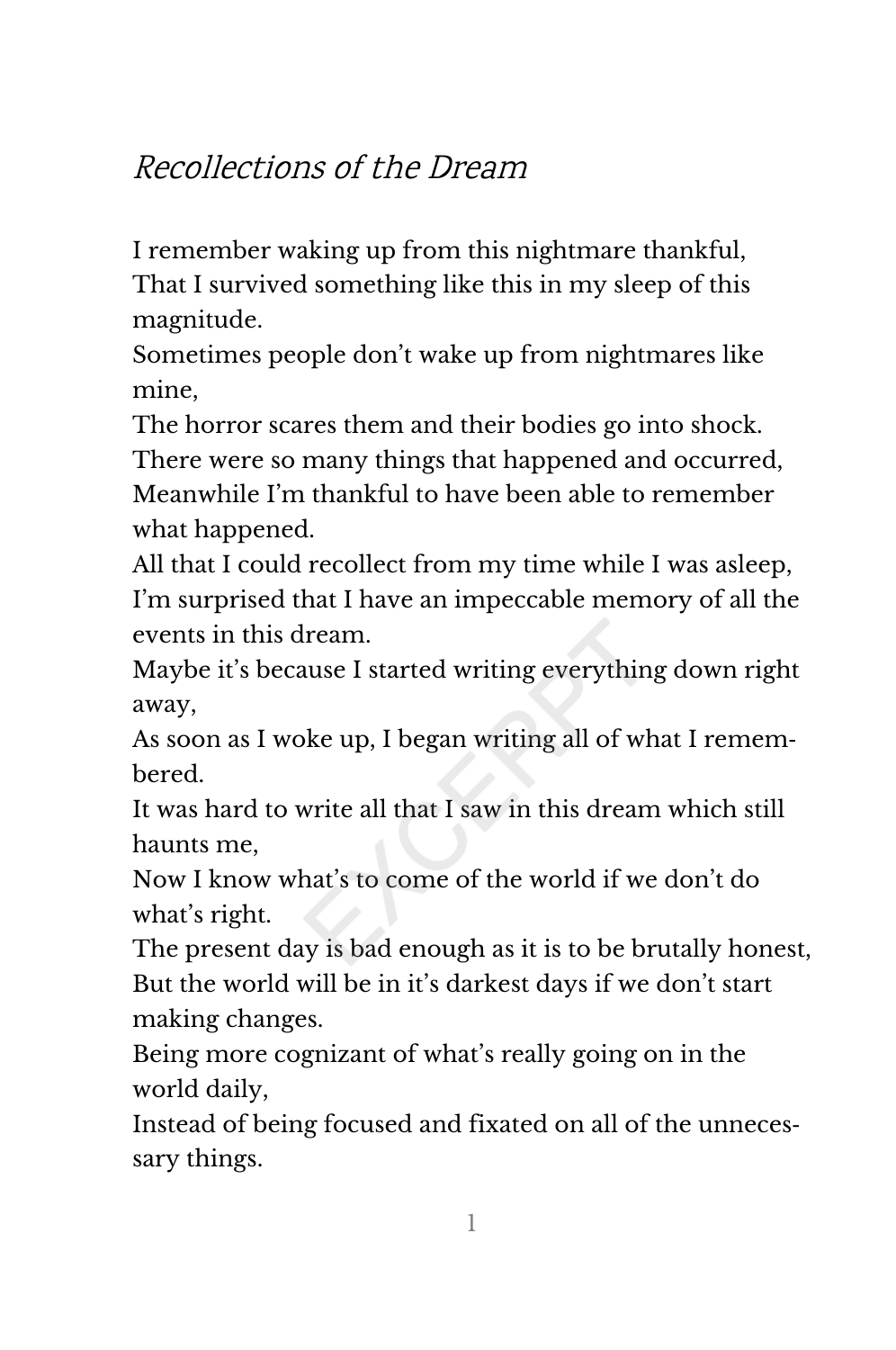# *Recollections of the Dream*

I remember waking up from this nightmare thankful,
That I survived something like this in my sleep of this magnitude.
Sometimes people don't wake up from nightmares like mine,
The horror scares them and their bodies go into shock.
There were so many things that happened and occurred,
Meanwhile I'm thankful to have been able to remember what happened.
All that I could recollect from my time while I was asleep,
I'm surprised that I have an impeccable memory of all the events in this dream.
Maybe it's because I started writing everything down right away,
As soon as I woke up, I began writing all of what I remembered.
It was hard to write all that I saw in this dream which still haunts me,
Now I know what's to come of the world if we don't do what's right.
The present day is bad enough as it is to be brutally honest,
But the world will be in it's darkest days if we don't start making changes.
Being more cognizant of what's really going on in the world daily,
Instead of being focused and fixated on all of the unnecessary things.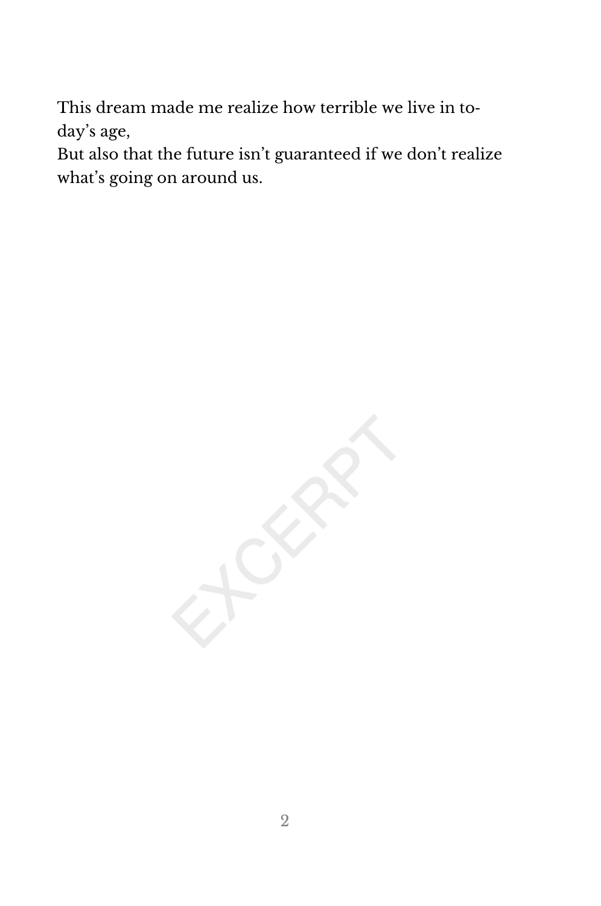This dream made me realize how terrible we live in today's age,
But also that the future isn't guaranteed if we don't realize what's going on around us.